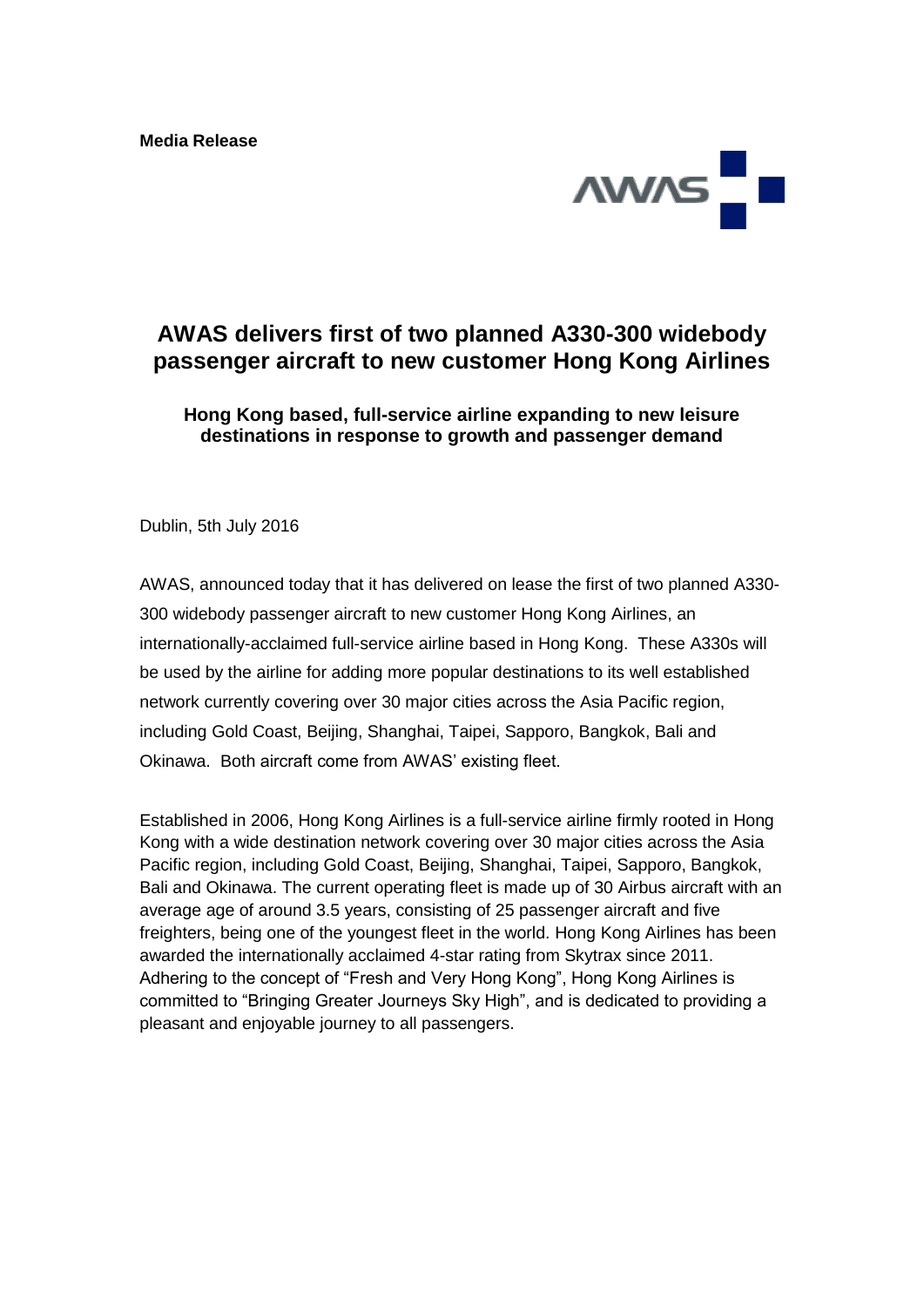**Media Release**

AWAS

# AWAS delivers first of two planned A330-300 widebody passenger aircraft to new customer Hong Kong Airlines

### Hong Kong based, full-service airline expanding to new leisure destinations in response to growth and passenger demand

Dublin, 5th July 2016

AWAS, announced today that it has delivered on lease the first of two planned A330-300 widebody passenger aircraft to new customer Hong Kong Airlines, an internationally-acclaimed full-service airline based in Hong Kong. These A330s will be used by the airline for adding more popular destinations to its well established network currently covering over 30 major cities across the Asia Pacific region, including Gold Coast, Beijing, Shanghai, Taipei, Sapporo, Bangkok, Bali and Okinawa. Both aircraft come from AWAS' existing fleet.

Established in 2006, Hong Kong Airlines is a full-service airline firmly rooted in Hong Kong with a wide destination network covering over 30 major cities across the Asia Pacific region, including Gold Coast, Beijing, Shanghai, Taipei, Sapporo, Bangkok, Bali and Okinawa. The current operating fleet is made up of 30 Airbus aircraft with an average age of around 3.5 years, consisting of 25 passenger aircraft and five freighters, being one of the youngest fleet in the world. Hong Kong Airlines has been awarded the internationally acclaimed 4-star rating from Skytrax since 2011. Adhering to the concept of "Fresh and Very Hong Kong", Hong Kong Airlines is committed to "Bringing Greater Journeys Sky High", and is dedicated to providing a pleasant and enjoyable journey to all passengers.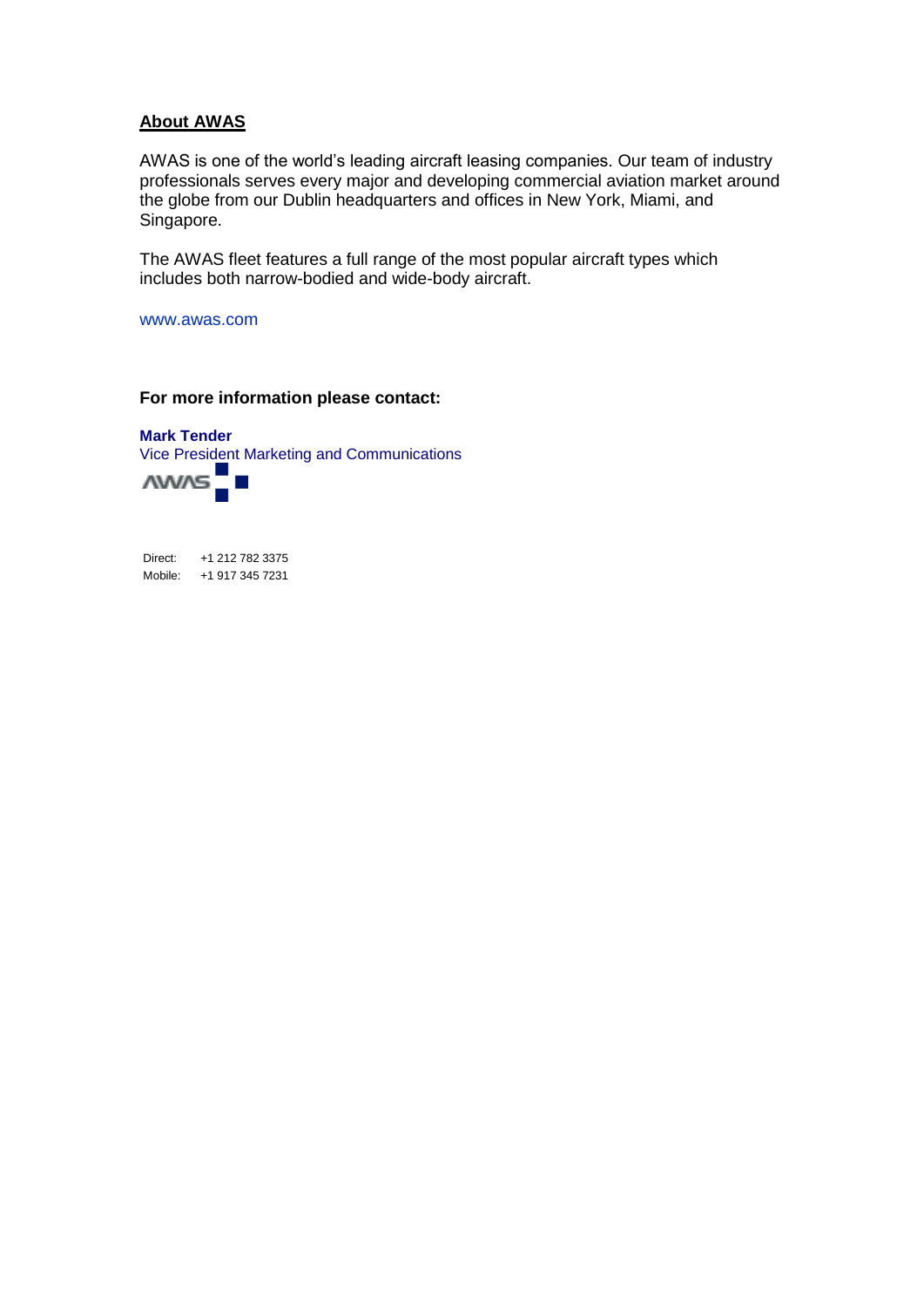## About AWAS

AWAS is one of the world's leading aircraft leasing companies. Our team of industry professionals serves every major and developing commercial aviation market around the globe from our Dublin headquarters and offices in New York, Miami, and Singapore.

The AWAS fleet features a full range of the most popular aircraft types which includes both narrow-bodied and wide-body aircraft.

www.awas.com

**For more information please contact:**

**Mark Tender**
Vice President Marketing and Communications

AWAS

| | |
|---|---|
| Direct: | +1 212 782 3375 |
| Mobile: | +1 917 345 7231 |